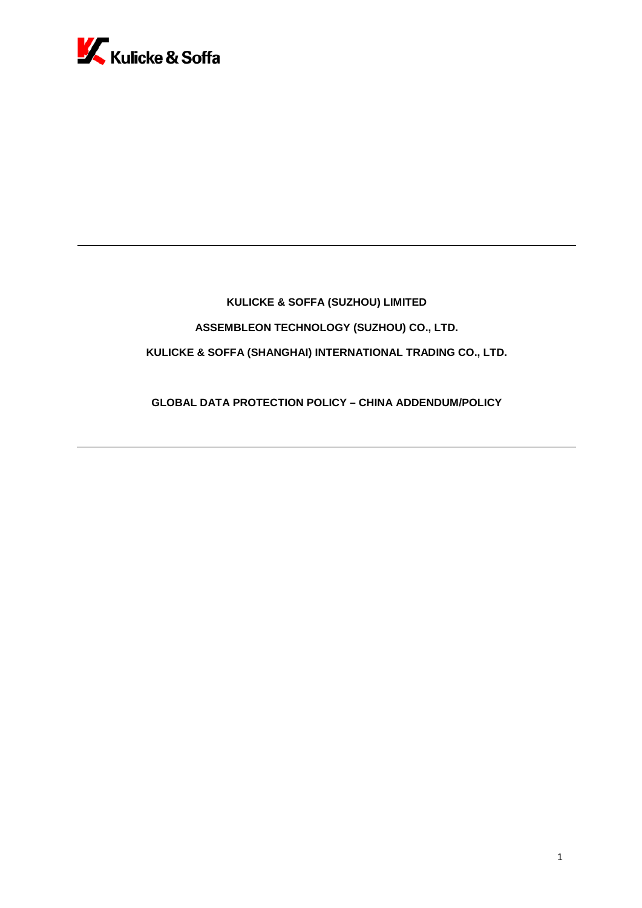Kulicke & Soffa

**KULICKE & SOFFA (SUZHOU) LIMITED**

**ASSEMBLEON TECHNOLOGY (SUZHOU) CO., LTD.**

**KULICKE & SOFFA (SHANGHAI) INTERNATIONAL TRADING CO., LTD.**

# GLOBAL DATA PROTECTION POLICY – CHINA ADDENDUM/POLICY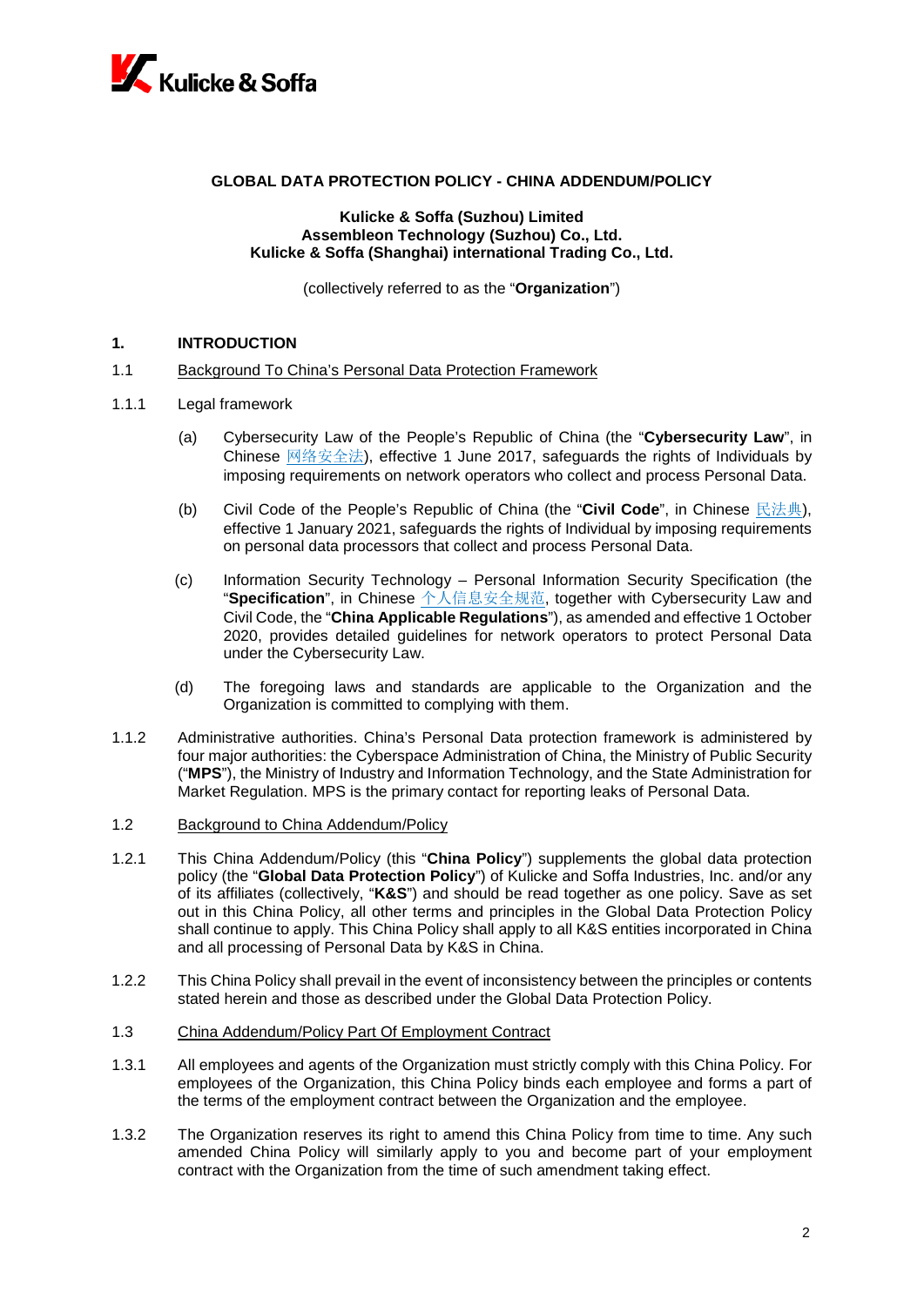## GLOBAL DATA PROTECTION POLICY - CHINA ADDENDUM/POLICY

**Kulicke & Soffa (Suzhou) Limited**
**Assembleon Technology (Suzhou) Co., Ltd.**
**Kulicke & Soffa (Shanghai) international Trading Co., Ltd.**

(collectively referred to as the "**Organization**")

### 1. INTRODUCTION

1.1 Background To China's Personal Data Protection Framework

1.1.1 Legal framework

(a) Cybersecurity Law of the People's Republic of China (the "**Cybersecurity Law**", in Chinese 网络安全法), effective 1 June 2017, safeguards the rights of Individuals by imposing requirements on network operators who collect and process Personal Data.

(b) Civil Code of the People's Republic of China (the "**Civil Code**", in Chinese 民法典), effective 1 January 2021, safeguards the rights of Individual by imposing requirements on personal data processors that collect and process Personal Data.

(c) Information Security Technology – Personal Information Security Specification (the "**Specification**", in Chinese 个人信息安全规范, together with Cybersecurity Law and Civil Code, the "**China Applicable Regulations**"), as amended and effective 1 October 2020, provides detailed guidelines for network operators to protect Personal Data under the Cybersecurity Law.

(d) The foregoing laws and standards are applicable to the Organization and the Organization is committed to complying with them.

1.1.2 Administrative authorities. China's Personal Data protection framework is administered by four major authorities: the Cyberspace Administration of China, the Ministry of Public Security ("**MPS**"), the Ministry of Industry and Information Technology, and the State Administration for Market Regulation. MPS is the primary contact for reporting leaks of Personal Data.

1.2 Background to China Addendum/Policy

1.2.1 This China Addendum/Policy (this "**China Policy**") supplements the global data protection policy (the "**Global Data Protection Policy**") of Kulicke and Soffa Industries, Inc. and/or any of its affiliates (collectively, "**K&S**") and should be read together as one policy. Save as set out in this China Policy, all other terms and principles in the Global Data Protection Policy shall continue to apply. This China Policy shall apply to all K&S entities incorporated in China and all processing of Personal Data by K&S in China.

1.2.2 This China Policy shall prevail in the event of inconsistency between the principles or contents stated herein and those as described under the Global Data Protection Policy.

1.3 China Addendum/Policy Part Of Employment Contract

1.3.1 All employees and agents of the Organization must strictly comply with this China Policy. For employees of the Organization, this China Policy binds each employee and forms a part of the terms of the employment contract between the Organization and the employee.

1.3.2 The Organization reserves its right to amend this China Policy from time to time. Any such amended China Policy will similarly apply to you and become part of your employment contract with the Organization from the time of such amendment taking effect.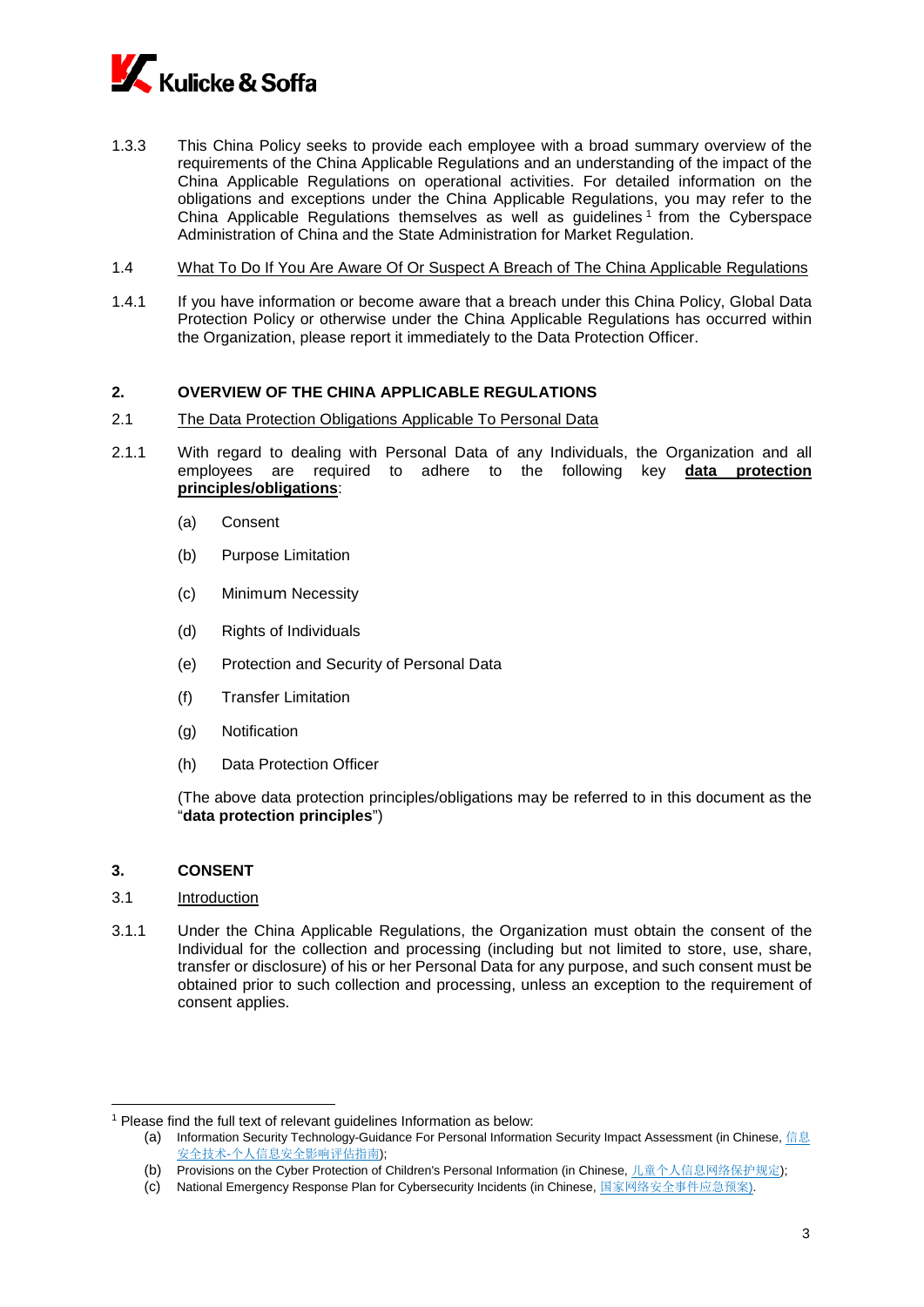1.3.3 This China Policy seeks to provide each employee with a broad summary overview of the requirements of the China Applicable Regulations and an understanding of the impact of the China Applicable Regulations on operational activities. For detailed information on the obligations and exceptions under the China Applicable Regulations, you may refer to the China Applicable Regulations themselves as well as guidelines[1] from the Cyberspace Administration of China and the State Administration for Market Regulation.

1.4 What To Do If You Are Aware Of Or Suspect A Breach of The China Applicable Regulations

1.4.1 If you have information or become aware that a breach under this China Policy, Global Data Protection Policy or otherwise under the China Applicable Regulations has occurred within the Organization, please report it immediately to the Data Protection Officer.

## 2. OVERVIEW OF THE CHINA APPLICABLE REGULATIONS

2.1 The Data Protection Obligations Applicable To Personal Data

2.1.1 With regard to dealing with Personal Data of any Individuals, the Organization and all employees are required to adhere to the following key **data protection principles/obligations**:

(a) Consent

(b) Purpose Limitation

(c) Minimum Necessity

(d) Rights of Individuals

(e) Protection and Security of Personal Data

(f) Transfer Limitation

(g) Notification

(h) Data Protection Officer

(The above data protection principles/obligations may be referred to in this document as the "**data protection principles**")

## 3. CONSENT

3.1 Introduction

3.1.1 Under the China Applicable Regulations, the Organization must obtain the consent of the Individual for the collection and processing (including but not limited to store, use, share, transfer or disclosure) of his or her Personal Data for any purpose, and such consent must be obtained prior to such collection and processing, unless an exception to the requirement of consent applies.

---

[1] Please find the full text of relevant guidelines Information as below:

(a) Information Security Technology-Guidance For Personal Information Security Impact Assessment (in Chinese, 信息安全技术-个人信息安全影响评估指南);

(b) Provisions on the Cyber Protection of Children's Personal Information (in Chinese, 儿童个人信息网络保护规定);

(c) National Emergency Response Plan for Cybersecurity Incidents (in Chinese, 国家网络安全事件应急预案).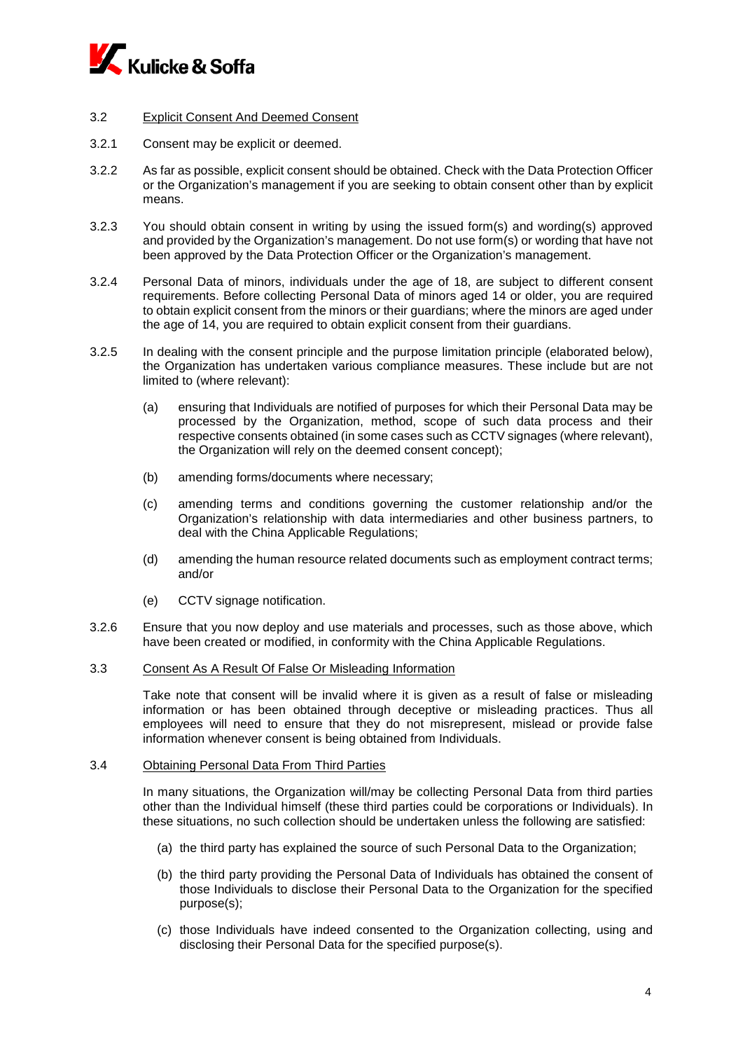3.2 Explicit Consent And Deemed Consent

3.2.1 Consent may be explicit or deemed.

3.2.2 As far as possible, explicit consent should be obtained. Check with the Data Protection Officer or the Organization's management if you are seeking to obtain consent other than by explicit means.

3.2.3 You should obtain consent in writing by using the issued form(s) and wording(s) approved and provided by the Organization's management. Do not use form(s) or wording that have not been approved by the Data Protection Officer or the Organization's management.

3.2.4 Personal Data of minors, individuals under the age of 18, are subject to different consent requirements. Before collecting Personal Data of minors aged 14 or older, you are required to obtain explicit consent from the minors or their guardians; where the minors are aged under the age of 14, you are required to obtain explicit consent from their guardians.

3.2.5 In dealing with the consent principle and the purpose limitation principle (elaborated below), the Organization has undertaken various compliance measures. These include but are not limited to (where relevant):

(a) ensuring that Individuals are notified of purposes for which their Personal Data may be processed by the Organization, method, scope of such data process and their respective consents obtained (in some cases such as CCTV signages (where relevant), the Organization will rely on the deemed consent concept);

(b) amending forms/documents where necessary;

(c) amending terms and conditions governing the customer relationship and/or the Organization's relationship with data intermediaries and other business partners, to deal with the China Applicable Regulations;

(d) amending the human resource related documents such as employment contract terms; and/or

(e) CCTV signage notification.

3.2.6 Ensure that you now deploy and use materials and processes, such as those above, which have been created or modified, in conformity with the China Applicable Regulations.

3.3 Consent As A Result Of False Or Misleading Information

Take note that consent will be invalid where it is given as a result of false or misleading information or has been obtained through deceptive or misleading practices. Thus all employees will need to ensure that they do not misrepresent, mislead or provide false information whenever consent is being obtained from Individuals.

3.4 Obtaining Personal Data From Third Parties

In many situations, the Organization will/may be collecting Personal Data from third parties other than the Individual himself (these third parties could be corporations or Individuals). In these situations, no such collection should be undertaken unless the following are satisfied:

(a) the third party has explained the source of such Personal Data to the Organization;

(b) the third party providing the Personal Data of Individuals has obtained the consent of those Individuals to disclose their Personal Data to the Organization for the specified purpose(s);

(c) those Individuals have indeed consented to the Organization collecting, using and disclosing their Personal Data for the specified purpose(s).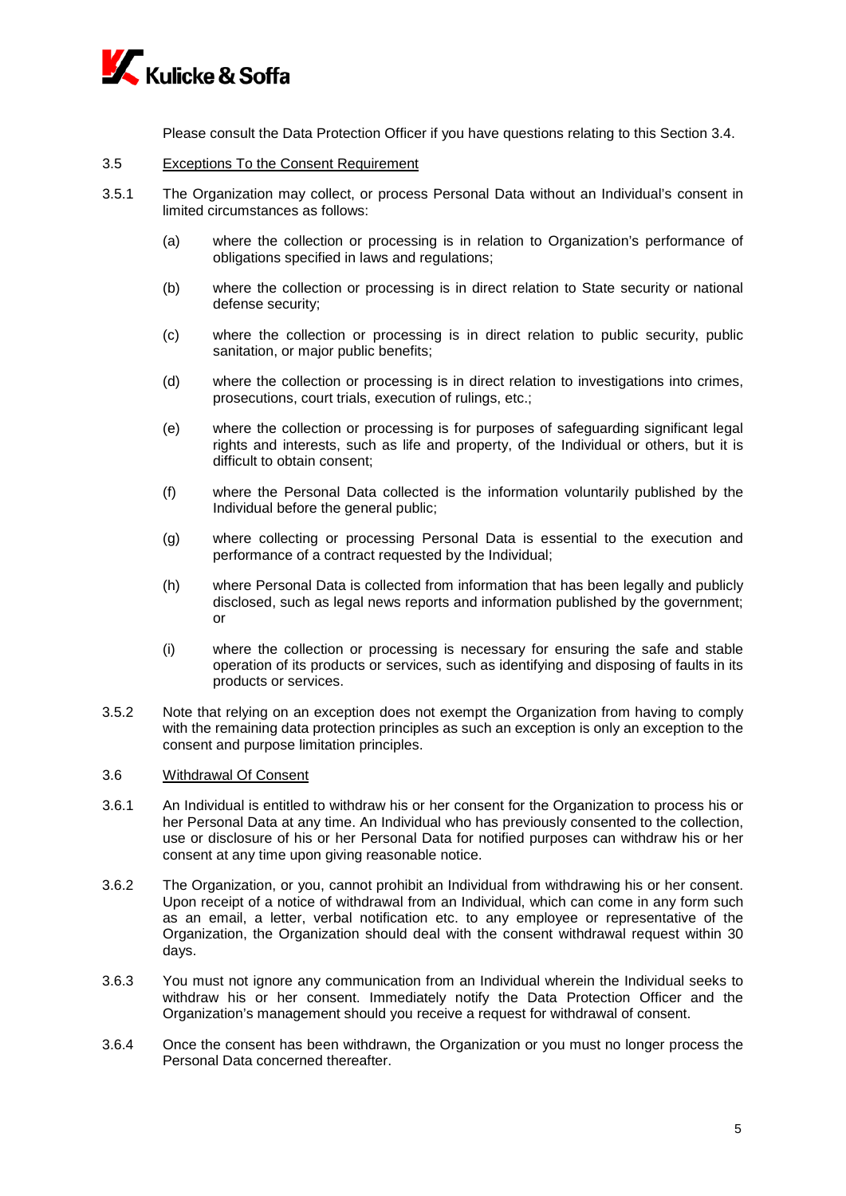Please consult the Data Protection Officer if you have questions relating to this Section 3.4.

3.5 Exceptions To the Consent Requirement

3.5.1 The Organization may collect, or process Personal Data without an Individual's consent in limited circumstances as follows:

(a) where the collection or processing is in relation to Organization's performance of obligations specified in laws and regulations;

(b) where the collection or processing is in direct relation to State security or national defense security;

(c) where the collection or processing is in direct relation to public security, public sanitation, or major public benefits;

(d) where the collection or processing is in direct relation to investigations into crimes, prosecutions, court trials, execution of rulings, etc.;

(e) where the collection or processing is for purposes of safeguarding significant legal rights and interests, such as life and property, of the Individual or others, but it is difficult to obtain consent;

(f) where the Personal Data collected is the information voluntarily published by the Individual before the general public;

(g) where collecting or processing Personal Data is essential to the execution and performance of a contract requested by the Individual;

(h) where Personal Data is collected from information that has been legally and publicly disclosed, such as legal news reports and information published by the government; or

(i) where the collection or processing is necessary for ensuring the safe and stable operation of its products or services, such as identifying and disposing of faults in its products or services.

3.5.2 Note that relying on an exception does not exempt the Organization from having to comply with the remaining data protection principles as such an exception is only an exception to the consent and purpose limitation principles.

3.6 Withdrawal Of Consent

3.6.1 An Individual is entitled to withdraw his or her consent for the Organization to process his or her Personal Data at any time. An Individual who has previously consented to the collection, use or disclosure of his or her Personal Data for notified purposes can withdraw his or her consent at any time upon giving reasonable notice.

3.6.2 The Organization, or you, cannot prohibit an Individual from withdrawing his or her consent. Upon receipt of a notice of withdrawal from an Individual, which can come in any form such as an email, a letter, verbal notification etc. to any employee or representative of the Organization, the Organization should deal with the consent withdrawal request within 30 days.

3.6.3 You must not ignore any communication from an Individual wherein the Individual seeks to withdraw his or her consent. Immediately notify the Data Protection Officer and the Organization's management should you receive a request for withdrawal of consent.

3.6.4 Once the consent has been withdrawn, the Organization or you must no longer process the Personal Data concerned thereafter.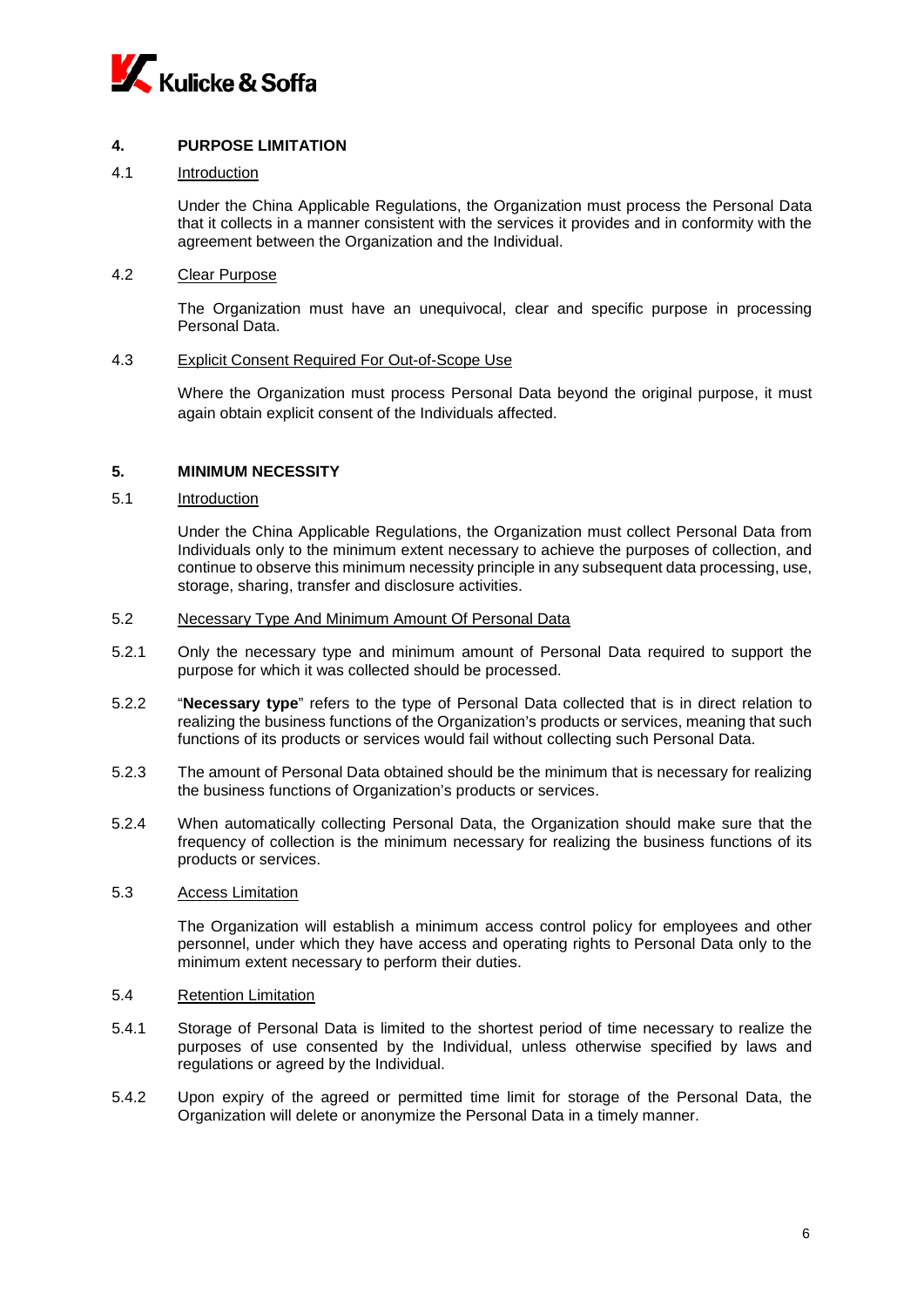## 4. PURPOSE LIMITATION

### 4.1 Introduction

Under the China Applicable Regulations, the Organization must process the Personal Data that it collects in a manner consistent with the services it provides and in conformity with the agreement between the Organization and the Individual.

### 4.2 Clear Purpose

The Organization must have an unequivocal, clear and specific purpose in processing Personal Data.

### 4.3 Explicit Consent Required For Out-of-Scope Use

Where the Organization must process Personal Data beyond the original purpose, it must again obtain explicit consent of the Individuals affected.

## 5. MINIMUM NECESSITY

### 5.1 Introduction

Under the China Applicable Regulations, the Organization must collect Personal Data from Individuals only to the minimum extent necessary to achieve the purposes of collection, and continue to observe this minimum necessity principle in any subsequent data processing, use, storage, sharing, transfer and disclosure activities.

### 5.2 Necessary Type And Minimum Amount Of Personal Data

5.2.1 Only the necessary type and minimum amount of Personal Data required to support the purpose for which it was collected should be processed.

5.2.2 "**Necessary type**" refers to the type of Personal Data collected that is in direct relation to realizing the business functions of the Organization's products or services, meaning that such functions of its products or services would fail without collecting such Personal Data.

5.2.3 The amount of Personal Data obtained should be the minimum that is necessary for realizing the business functions of Organization's products or services.

5.2.4 When automatically collecting Personal Data, the Organization should make sure that the frequency of collection is the minimum necessary for realizing the business functions of its products or services.

### 5.3 Access Limitation

The Organization will establish a minimum access control policy for employees and other personnel, under which they have access and operating rights to Personal Data only to the minimum extent necessary to perform their duties.

### 5.4 Retention Limitation

5.4.1 Storage of Personal Data is limited to the shortest period of time necessary to realize the purposes of use consented by the Individual, unless otherwise specified by laws and regulations or agreed by the Individual.

5.4.2 Upon expiry of the agreed or permitted time limit for storage of the Personal Data, the Organization will delete or anonymize the Personal Data in a timely manner.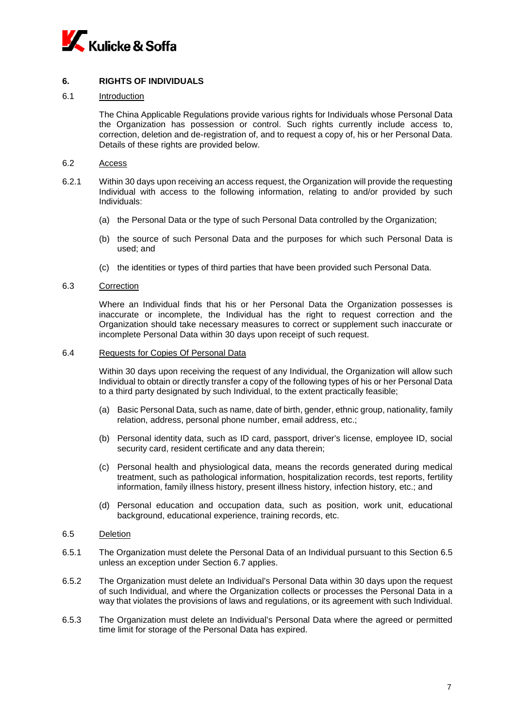## 6. RIGHTS OF INDIVIDUALS

6.1 Introduction

The China Applicable Regulations provide various rights for Individuals whose Personal Data the Organization has possession or control. Such rights currently include access to, correction, deletion and de-registration of, and to request a copy of, his or her Personal Data. Details of these rights are provided below.

6.2 Access

6.2.1 Within 30 days upon receiving an access request, the Organization will provide the requesting Individual with access to the following information, relating to and/or provided by such Individuals:

(a) the Personal Data or the type of such Personal Data controlled by the Organization;

(b) the source of such Personal Data and the purposes for which such Personal Data is used; and

(c) the identities or types of third parties that have been provided such Personal Data.

6.3 Correction

Where an Individual finds that his or her Personal Data the Organization possesses is inaccurate or incomplete, the Individual has the right to request correction and the Organization should take necessary measures to correct or supplement such inaccurate or incomplete Personal Data within 30 days upon receipt of such request.

6.4 Requests for Copies Of Personal Data

Within 30 days upon receiving the request of any Individual, the Organization will allow such Individual to obtain or directly transfer a copy of the following types of his or her Personal Data to a third party designated by such Individual, to the extent practically feasible;

(a) Basic Personal Data, such as name, date of birth, gender, ethnic group, nationality, family relation, address, personal phone number, email address, etc.;

(b) Personal identity data, such as ID card, passport, driver's license, employee ID, social security card, resident certificate and any data therein;

(c) Personal health and physiological data, means the records generated during medical treatment, such as pathological information, hospitalization records, test reports, fertility information, family illness history, present illness history, infection history, etc.; and

(d) Personal education and occupation data, such as position, work unit, educational background, educational experience, training records, etc.

6.5 Deletion

6.5.1 The Organization must delete the Personal Data of an Individual pursuant to this Section 6.5 unless an exception under Section 6.7 applies.

6.5.2 The Organization must delete an Individual's Personal Data within 30 days upon the request of such Individual, and where the Organization collects or processes the Personal Data in a way that violates the provisions of laws and regulations, or its agreement with such Individual.

6.5.3 The Organization must delete an Individual's Personal Data where the agreed or permitted time limit for storage of the Personal Data has expired.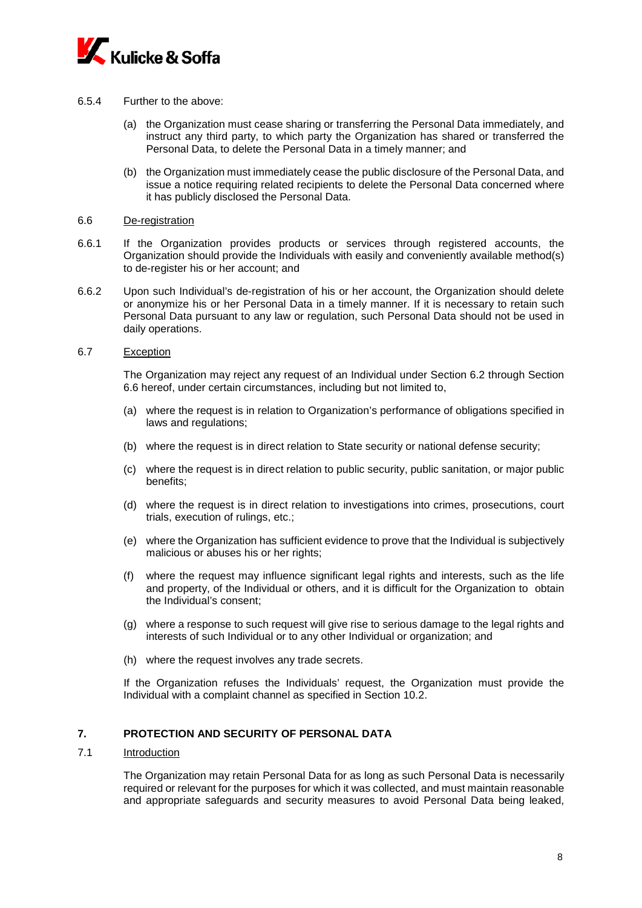6.5.4 Further to the above:

(a) the Organization must cease sharing or transferring the Personal Data immediately, and instruct any third party, to which party the Organization has shared or transferred the Personal Data, to delete the Personal Data in a timely manner; and

(b) the Organization must immediately cease the public disclosure of the Personal Data, and issue a notice requiring related recipients to delete the Personal Data concerned where it has publicly disclosed the Personal Data.

6.6 <u>De-registration</u>

6.6.1 If the Organization provides products or services through registered accounts, the Organization should provide the Individuals with easily and conveniently available method(s) to de-register his or her account; and

6.6.2 Upon such Individual's de-registration of his or her account, the Organization should delete or anonymize his or her Personal Data in a timely manner. If it is necessary to retain such Personal Data pursuant to any law or regulation, such Personal Data should not be used in daily operations.

6.7 <u>Exception</u>

The Organization may reject any request of an Individual under Section 6.2 through Section 6.6 hereof, under certain circumstances, including but not limited to,

(a) where the request is in relation to Organization's performance of obligations specified in laws and regulations;

(b) where the request is in direct relation to State security or national defense security;

(c) where the request is in direct relation to public security, public sanitation, or major public benefits;

(d) where the request is in direct relation to investigations into crimes, prosecutions, court trials, execution of rulings, etc.;

(e) where the Organization has sufficient evidence to prove that the Individual is subjectively malicious or abuses his or her rights;

(f) where the request may influence significant legal rights and interests, such as the life and property, of the Individual or others, and it is difficult for the Organization to obtain the Individual's consent;

(g) where a response to such request will give rise to serious damage to the legal rights and interests of such Individual or to any other Individual or organization; and

(h) where the request involves any trade secrets.

If the Organization refuses the Individuals' request, the Organization must provide the Individual with a complaint channel as specified in Section 10.2.

## 7. PROTECTION AND SECURITY OF PERSONAL DATA

7.1 <u>Introduction</u>

The Organization may retain Personal Data for as long as such Personal Data is necessarily required or relevant for the purposes for which it was collected, and must maintain reasonable and appropriate safeguards and security measures to avoid Personal Data being leaked,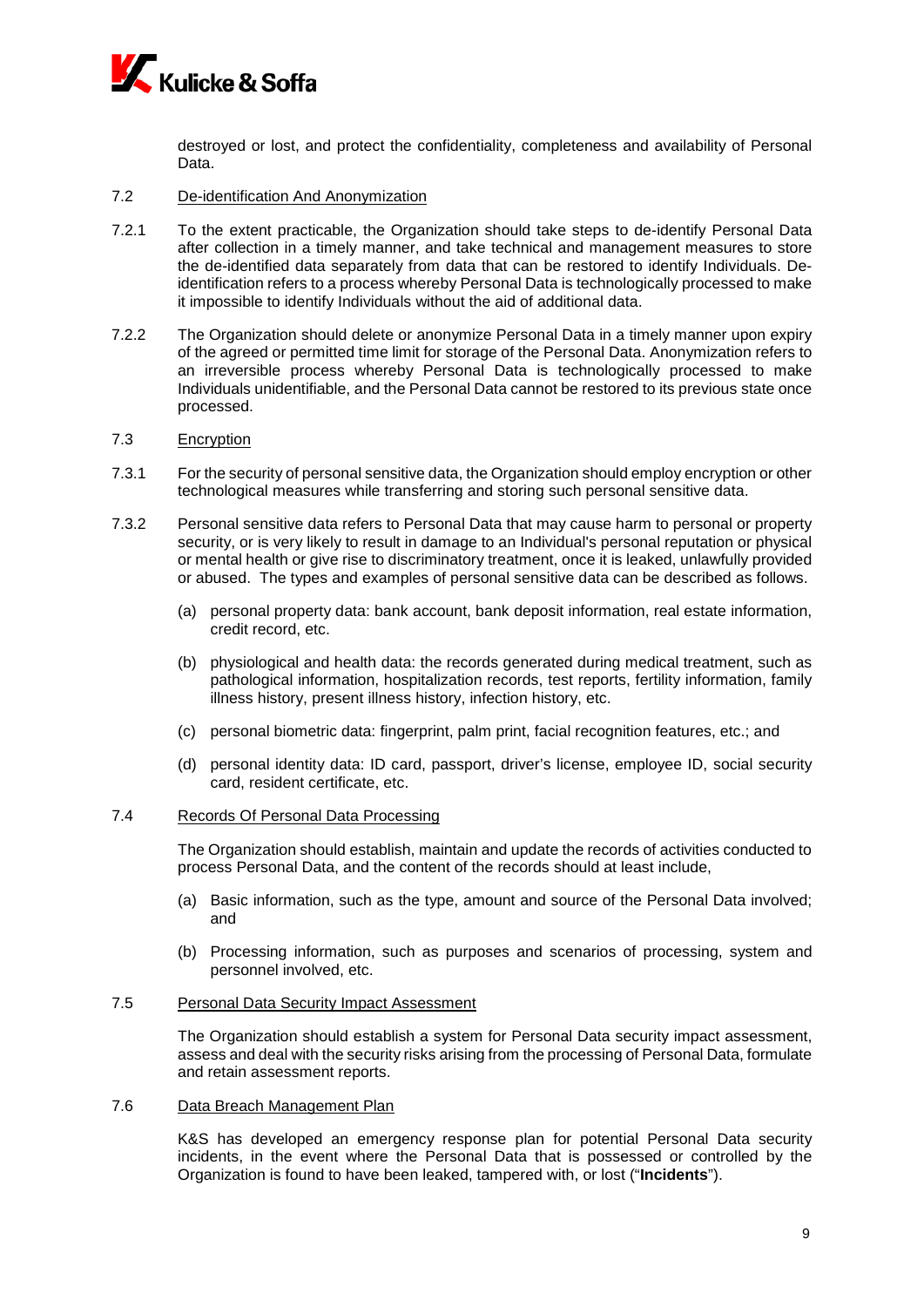destroyed or lost, and protect the confidentiality, completeness and availability of Personal Data.

7.2 De-identification And Anonymization

7.2.1 To the extent practicable, the Organization should take steps to de-identify Personal Data after collection in a timely manner, and take technical and management measures to store the de-identified data separately from data that can be restored to identify Individuals. De-identification refers to a process whereby Personal Data is technologically processed to make it impossible to identify Individuals without the aid of additional data.

7.2.2 The Organization should delete or anonymize Personal Data in a timely manner upon expiry of the agreed or permitted time limit for storage of the Personal Data. Anonymization refers to an irreversible process whereby Personal Data is technologically processed to make Individuals unidentifiable, and the Personal Data cannot be restored to its previous state once processed.

7.3 Encryption

7.3.1 For the security of personal sensitive data, the Organization should employ encryption or other technological measures while transferring and storing such personal sensitive data.

7.3.2 Personal sensitive data refers to Personal Data that may cause harm to personal or property security, or is very likely to result in damage to an Individual's personal reputation or physical or mental health or give rise to discriminatory treatment, once it is leaked, unlawfully provided or abused. The types and examples of personal sensitive data can be described as follows.

(a) personal property data: bank account, bank deposit information, real estate information, credit record, etc.

(b) physiological and health data: the records generated during medical treatment, such as pathological information, hospitalization records, test reports, fertility information, family illness history, present illness history, infection history, etc.

(c) personal biometric data: fingerprint, palm print, facial recognition features, etc.; and

(d) personal identity data: ID card, passport, driver's license, employee ID, social security card, resident certificate, etc.

7.4 Records Of Personal Data Processing

The Organization should establish, maintain and update the records of activities conducted to process Personal Data, and the content of the records should at least include,

(a) Basic information, such as the type, amount and source of the Personal Data involved; and

(b) Processing information, such as purposes and scenarios of processing, system and personnel involved, etc.

7.5 Personal Data Security Impact Assessment

The Organization should establish a system for Personal Data security impact assessment, assess and deal with the security risks arising from the processing of Personal Data, formulate and retain assessment reports.

7.6 Data Breach Management Plan

K&S has developed an emergency response plan for potential Personal Data security incidents, in the event where the Personal Data that is possessed or controlled by the Organization is found to have been leaked, tampered with, or lost ("**Incidents**").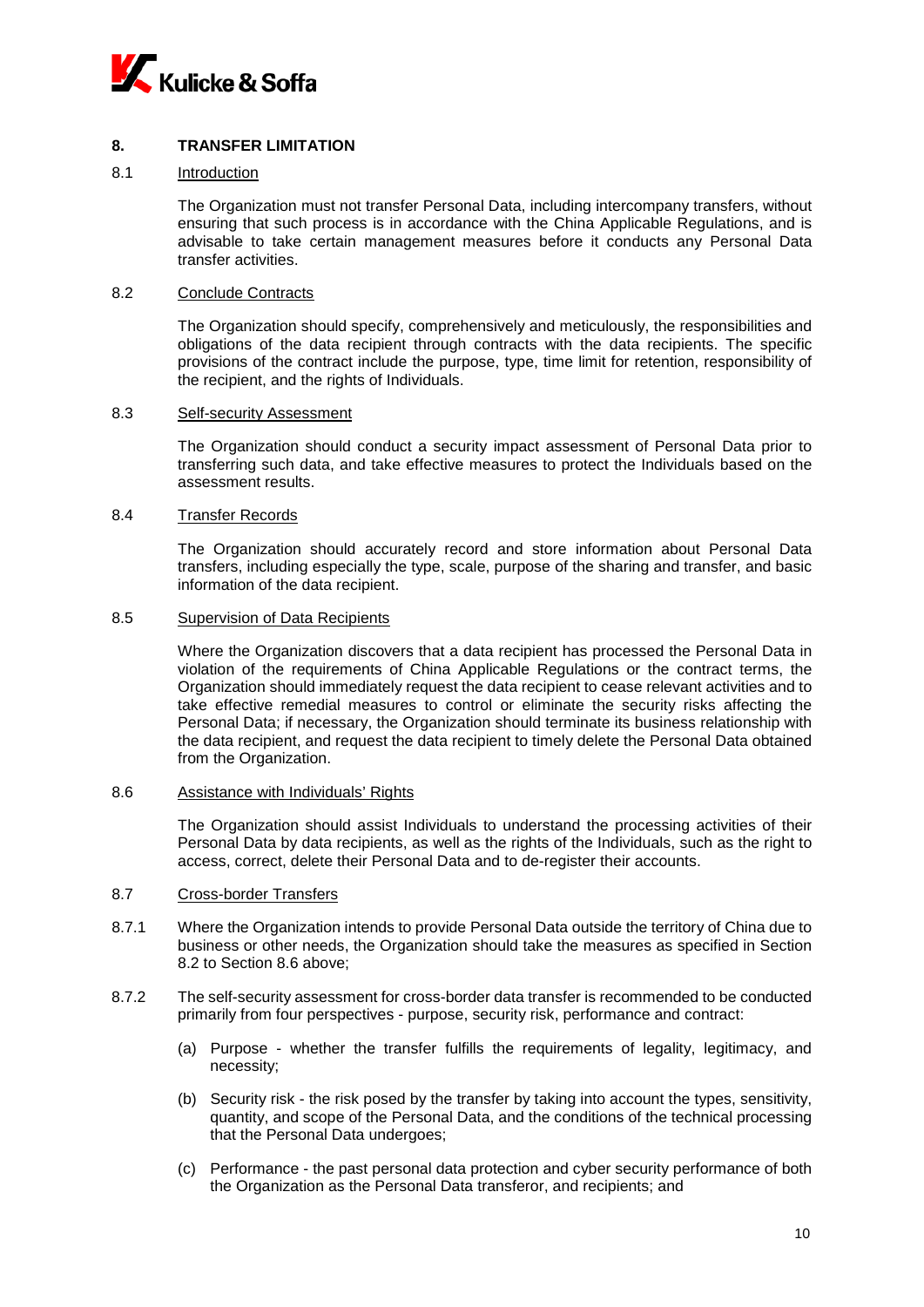## 8. TRANSFER LIMITATION

### 8.1 Introduction

The Organization must not transfer Personal Data, including intercompany transfers, without ensuring that such process is in accordance with the China Applicable Regulations, and is advisable to take certain management measures before it conducts any Personal Data transfer activities.

### 8.2 Conclude Contracts

The Organization should specify, comprehensively and meticulously, the responsibilities and obligations of the data recipient through contracts with the data recipients. The specific provisions of the contract include the purpose, type, time limit for retention, responsibility of the recipient, and the rights of Individuals.

### 8.3 Self-security Assessment

The Organization should conduct a security impact assessment of Personal Data prior to transferring such data, and take effective measures to protect the Individuals based on the assessment results.

### 8.4 Transfer Records

The Organization should accurately record and store information about Personal Data transfers, including especially the type, scale, purpose of the sharing and transfer, and basic information of the data recipient.

### 8.5 Supervision of Data Recipients

Where the Organization discovers that a data recipient has processed the Personal Data in violation of the requirements of China Applicable Regulations or the contract terms, the Organization should immediately request the data recipient to cease relevant activities and to take effective remedial measures to control or eliminate the security risks affecting the Personal Data; if necessary, the Organization should terminate its business relationship with the data recipient, and request the data recipient to timely delete the Personal Data obtained from the Organization.

### 8.6 Assistance with Individuals' Rights

The Organization should assist Individuals to understand the processing activities of their Personal Data by data recipients, as well as the rights of the Individuals, such as the right to access, correct, delete their Personal Data and to de-register their accounts.

### 8.7 Cross-border Transfers

8.7.1 Where the Organization intends to provide Personal Data outside the territory of China due to business or other needs, the Organization should take the measures as specified in Section 8.2 to Section 8.6 above;

8.7.2 The self-security assessment for cross-border data transfer is recommended to be conducted primarily from four perspectives - purpose, security risk, performance and contract:

(a) Purpose - whether the transfer fulfills the requirements of legality, legitimacy, and necessity;

(b) Security risk - the risk posed by the transfer by taking into account the types, sensitivity, quantity, and scope of the Personal Data, and the conditions of the technical processing that the Personal Data undergoes;

(c) Performance - the past personal data protection and cyber security performance of both the Organization as the Personal Data transferor, and recipients; and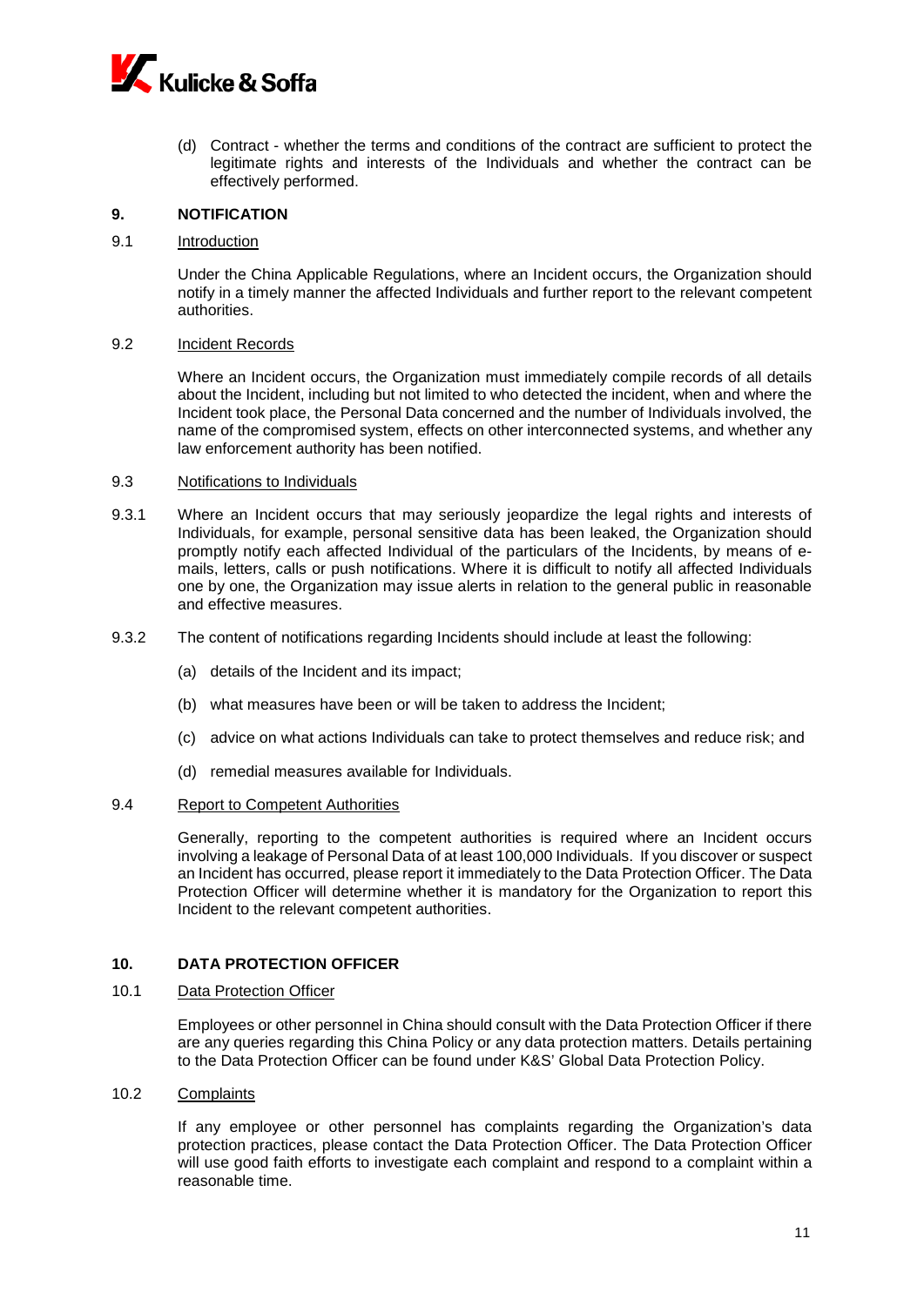(d) Contract - whether the terms and conditions of the contract are sufficient to protect the legitimate rights and interests of the Individuals and whether the contract can be effectively performed.

## 9. NOTIFICATION

### 9.1 Introduction

Under the China Applicable Regulations, where an Incident occurs, the Organization should notify in a timely manner the affected Individuals and further report to the relevant competent authorities.

### 9.2 Incident Records

Where an Incident occurs, the Organization must immediately compile records of all details about the Incident, including but not limited to who detected the incident, when and where the Incident took place, the Personal Data concerned and the number of Individuals involved, the name of the compromised system, effects on other interconnected systems, and whether any law enforcement authority has been notified.

### 9.3 Notifications to Individuals

9.3.1 Where an Incident occurs that may seriously jeopardize the legal rights and interests of Individuals, for example, personal sensitive data has been leaked, the Organization should promptly notify each affected Individual of the particulars of the Incidents, by means of e-mails, letters, calls or push notifications. Where it is difficult to notify all affected Individuals one by one, the Organization may issue alerts in relation to the general public in reasonable and effective measures.

9.3.2 The content of notifications regarding Incidents should include at least the following:

(a) details of the Incident and its impact;

(b) what measures have been or will be taken to address the Incident;

(c) advice on what actions Individuals can take to protect themselves and reduce risk; and

(d) remedial measures available for Individuals.

### 9.4 Report to Competent Authorities

Generally, reporting to the competent authorities is required where an Incident occurs involving a leakage of Personal Data of at least 100,000 Individuals. If you discover or suspect an Incident has occurred, please report it immediately to the Data Protection Officer. The Data Protection Officer will determine whether it is mandatory for the Organization to report this Incident to the relevant competent authorities.

## 10. DATA PROTECTION OFFICER

### 10.1 Data Protection Officer

Employees or other personnel in China should consult with the Data Protection Officer if there are any queries regarding this China Policy or any data protection matters. Details pertaining to the Data Protection Officer can be found under K&S' Global Data Protection Policy.

### 10.2 Complaints

If any employee or other personnel has complaints regarding the Organization's data protection practices, please contact the Data Protection Officer. The Data Protection Officer will use good faith efforts to investigate each complaint and respond to a complaint within a reasonable time.